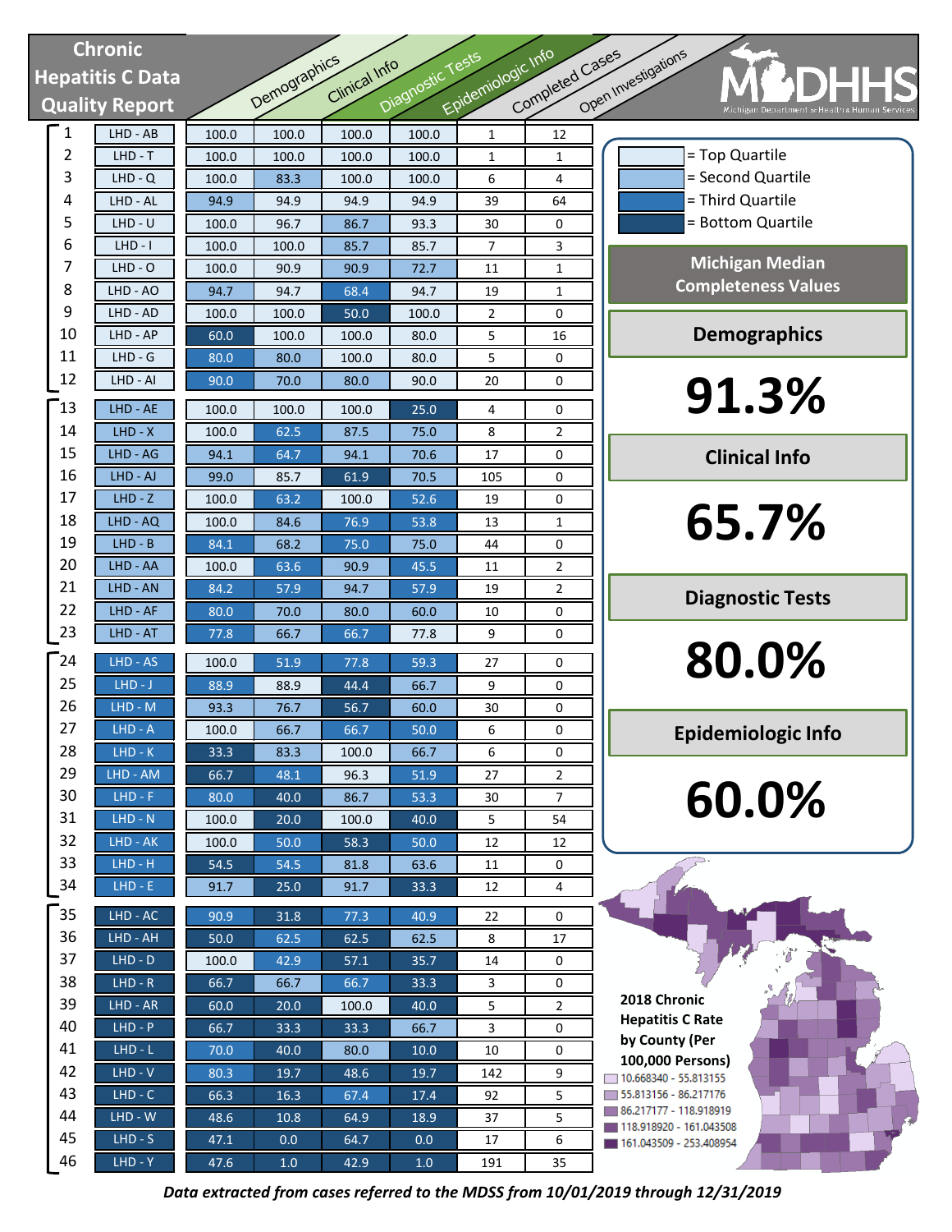# Chronic Hepatitis C Data Quality Report

MDHHS — Michigan Department of Health & Human Services

| # | LHD | Demographics | Clinical Info | Diagnostic Tests | Epidemiologic Info | Completed Cases | Open Investigations |
|---|---|---|---|---|---|---|---|
| 1 | LHD - AB | 100.0 | 100.0 | 100.0 | 100.0 | 1 | 12 |
| 2 | LHD - T | 100.0 | 100.0 | 100.0 | 100.0 | 1 | 1 |
| 3 | LHD - Q | 100.0 | 83.3 | 100.0 | 100.0 | 6 | 4 |
| 4 | LHD - AL | 94.9 | 94.9 | 94.9 | 94.9 | 39 | 64 |
| 5 | LHD - U | 100.0 | 96.7 | 86.7 | 93.3 | 30 | 0 |
| 6 | LHD - I | 100.0 | 100.0 | 85.7 | 85.7 | 7 | 3 |
| 7 | LHD - O | 100.0 | 90.9 | 90.9 | 72.7 | 11 | 1 |
| 8 | LHD - AO | 94.7 | 94.7 | 68.4 | 94.7 | 19 | 1 |
| 9 | LHD - AD | 100.0 | 100.0 | 50.0 | 100.0 | 2 | 0 |
| 10 | LHD - AP | 60.0 | 100.0 | 100.0 | 80.0 | 5 | 16 |
| 11 | LHD - G | 80.0 | 80.0 | 100.0 | 80.0 | 5 | 0 |
| 12 | LHD - AI | 90.0 | 70.0 | 80.0 | 90.0 | 20 | 0 |
| 13 | LHD - AE | 100.0 | 100.0 | 100.0 | 25.0 | 4 | 0 |
| 14 | LHD - X | 100.0 | 62.5 | 87.5 | 75.0 | 8 | 2 |
| 15 | LHD - AG | 94.1 | 64.7 | 94.1 | 70.6 | 17 | 0 |
| 16 | LHD - AJ | 99.0 | 85.7 | 61.9 | 70.5 | 105 | 0 |
| 17 | LHD - Z | 100.0 | 63.2 | 100.0 | 52.6 | 19 | 0 |
| 18 | LHD - AQ | 100.0 | 84.6 | 76.9 | 53.8 | 13 | 1 |
| 19 | LHD - B | 84.1 | 68.2 | 75.0 | 75.0 | 44 | 0 |
| 20 | LHD - AA | 100.0 | 63.6 | 90.9 | 45.5 | 11 | 2 |
| 21 | LHD - AN | 84.2 | 57.9 | 94.7 | 57.9 | 19 | 2 |
| 22 | LHD - AF | 80.0 | 70.0 | 80.0 | 60.0 | 10 | 0 |
| 23 | LHD - AT | 77.8 | 66.7 | 66.7 | 77.8 | 9 | 0 |
| 24 | LHD - AS | 100.0 | 51.9 | 77.8 | 59.3 | 27 | 0 |
| 25 | LHD - J | 88.9 | 88.9 | 44.4 | 66.7 | 9 | 0 |
| 26 | LHD - M | 93.3 | 76.7 | 56.7 | 60.0 | 30 | 0 |
| 27 | LHD - A | 100.0 | 66.7 | 66.7 | 50.0 | 6 | 0 |
| 28 | LHD - K | 33.3 | 83.3 | 100.0 | 66.7 | 6 | 0 |
| 29 | LHD - AM | 66.7 | 48.1 | 96.3 | 51.9 | 27 | 2 |
| 30 | LHD - F | 80.0 | 40.0 | 86.7 | 53.3 | 30 | 7 |
| 31 | LHD - N | 100.0 | 20.0 | 100.0 | 40.0 | 5 | 54 |
| 32 | LHD - AK | 100.0 | 50.0 | 58.3 | 50.0 | 12 | 12 |
| 33 | LHD - H | 54.5 | 54.5 | 81.8 | 63.6 | 11 | 0 |
| 34 | LHD - E | 91.7 | 25.0 | 91.7 | 33.3 | 12 | 4 |
| 35 | LHD - AC | 90.9 | 31.8 | 77.3 | 40.9 | 22 | 0 |
| 36 | LHD - AH | 50.0 | 62.5 | 62.5 | 62.5 | 8 | 17 |
| 37 | LHD - D | 100.0 | 42.9 | 57.1 | 35.7 | 14 | 0 |
| 38 | LHD - R | 66.7 | 66.7 | 66.7 | 33.3 | 3 | 0 |
| 39 | LHD - AR | 60.0 | 20.0 | 100.0 | 40.0 | 5 | 2 |
| 40 | LHD - P | 66.7 | 33.3 | 33.3 | 66.7 | 3 | 0 |
| 41 | LHD - L | 70.0 | 40.0 | 80.0 | 10.0 | 10 | 0 |
| 42 | LHD - V | 80.3 | 19.7 | 48.6 | 19.7 | 142 | 9 |
| 43 | LHD - C | 66.3 | 16.3 | 67.4 | 17.4 | 92 | 5 |
| 44 | LHD - W | 48.6 | 10.8 | 64.9 | 18.9 | 37 | 5 |
| 45 | LHD - S | 47.1 | 0.0 | 64.7 | 0.0 | 17 | 6 |
| 46 | LHD - Y | 47.6 | 1.0 | 42.9 | 1.0 | 191 | 35 |

Legend:
- = Top Quartile
- = Second Quartile
- = Third Quartile
- = Bottom Quartile

## Michigan Median Completeness Values

**Demographics**

**91.3%**

**Clinical Info**

**65.7%**

**Diagnostic Tests**

**80.0%**

**Epidemiologic Info**

**60.0%**

**2018 Chronic Hepatitis C Rate by County (Per 100,000 Persons)**

- 10.668340 - 55.813155
- 55.813156 - 86.217176
- 86.217177 - 118.918919
- 118.918920 - 161.043508
- 161.043509 - 253.408954

*Data extracted from cases referred to the MDSS from 10/01/2019 through 12/31/2019*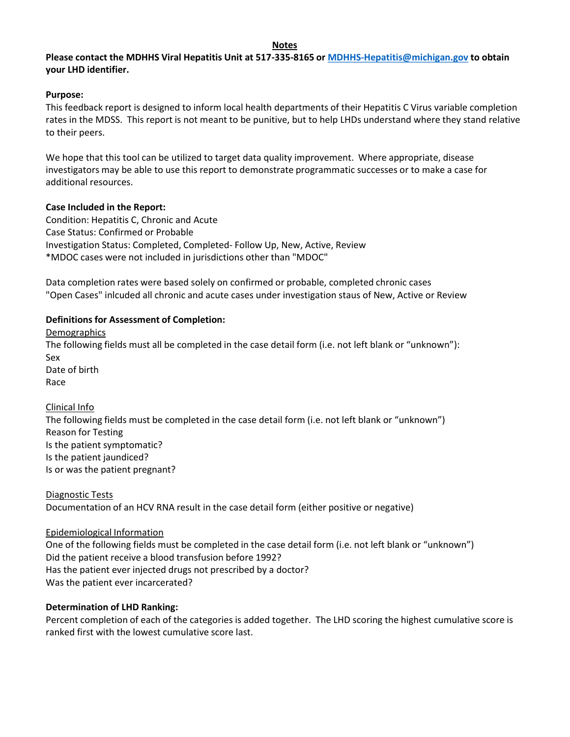## Notes

**Please contact the MDHHS Viral Hepatitis Unit at 517-335-8165 or [MDHHS-Hepatitis@michigan.gov](mailto:MDHHS-Hepatitis@michigan.gov) to obtain your LHD identifier.**

**Purpose:**

This feedback report is designed to inform local health departments of their Hepatitis C Virus variable completion rates in the MDSS. This report is not meant to be punitive, but to help LHDs understand where they stand relative to their peers.

We hope that this tool can be utilized to target data quality improvement. Where appropriate, disease investigators may be able to use this report to demonstrate programmatic successes or to make a case for additional resources.

**Case Included in the Report:**

Condition: Hepatitis C, Chronic and Acute
Case Status: Confirmed or Probable
Investigation Status: Completed, Completed- Follow Up, New, Active, Review
*MDOC cases were not included in jurisdictions other than "MDOC"

Data completion rates were based solely on confirmed or probable, completed chronic cases
"Open Cases" inlcuded all chronic and acute cases under investigation staus of New, Active or Review

**Definitions for Assessment of Completion:**

Demographics

The following fields must all be completed in the case detail form (i.e. not left blank or "unknown"):
Sex
Date of birth
Race

Clinical Info

The following fields must be completed in the case detail form (i.e. not left blank or "unknown")
Reason for Testing
Is the patient symptomatic?
Is the patient jaundiced?
Is or was the patient pregnant?

Diagnostic Tests

Documentation of an HCV RNA result in the case detail form (either positive or negative)

Epidemiological Information

One of the following fields must be completed in the case detail form (i.e. not left blank or "unknown")
Did the patient receive a blood transfusion before 1992?
Has the patient ever injected drugs not prescribed by a doctor?
Was the patient ever incarcerated?

**Determination of LHD Ranking:**

Percent completion of each of the categories is added together. The LHD scoring the highest cumulative score is ranked first with the lowest cumulative score last.